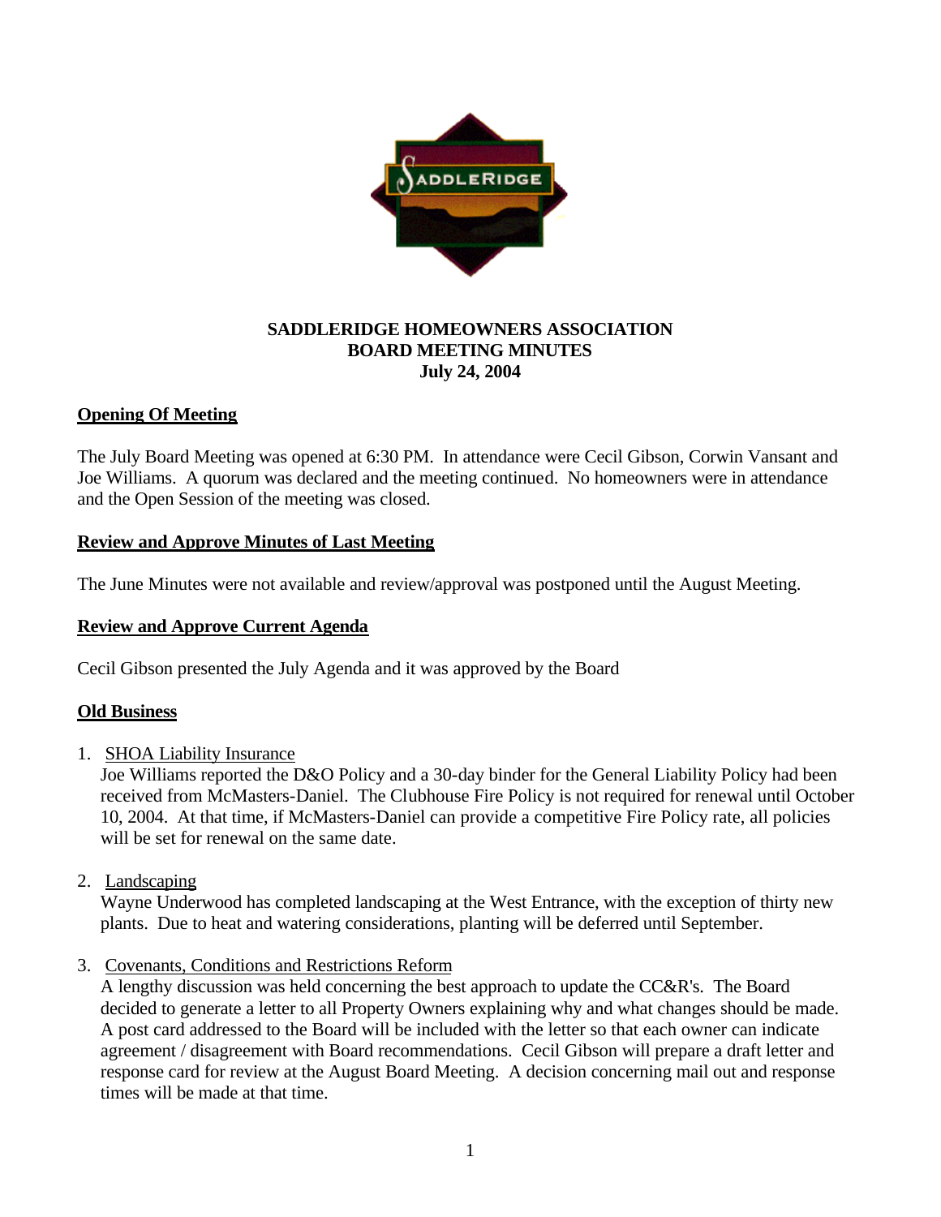# SADDLERIDGE HOMEOWNERS ASSOCIATION
## BOARD MEETING MINUTES
### July 24, 2004

**Opening Of Meeting**

The July Board Meeting was opened at 6:30 PM. In attendance were Cecil Gibson, Corwin Vansant and Joe Williams. A quorum was declared and the meeting continued. No homeowners were in attendance and the Open Session of the meeting was closed.

**Review and Approve Minutes of Last Meeting**

The June Minutes were not available and review/approval was postponed until the August Meeting.

**Review and Approve Current Agenda**

Cecil Gibson presented the July Agenda and it was approved by the Board

**Old Business**

1. SHOA Liability Insurance
   Joe Williams reported the D&O Policy and a 30-day binder for the General Liability Policy had been received from McMasters-Daniel. The Clubhouse Fire Policy is not required for renewal until October 10, 2004. At that time, if McMasters-Daniel can provide a competitive Fire Policy rate, all policies will be set for renewal on the same date.

2. Landscaping
   Wayne Underwood has completed landscaping at the West Entrance, with the exception of thirty new plants. Due to heat and watering considerations, planting will be deferred until September.

3. Covenants, Conditions and Restrictions Reform
   A lengthy discussion was held concerning the best approach to update the CC&R's. The Board decided to generate a letter to all Property Owners explaining why and what changes should be made. A post card addressed to the Board will be included with the letter so that each owner can indicate agreement / disagreement with Board recommendations. Cecil Gibson will prepare a draft letter and response card for review at the August Board Meeting. A decision concerning mail out and response times will be made at that time.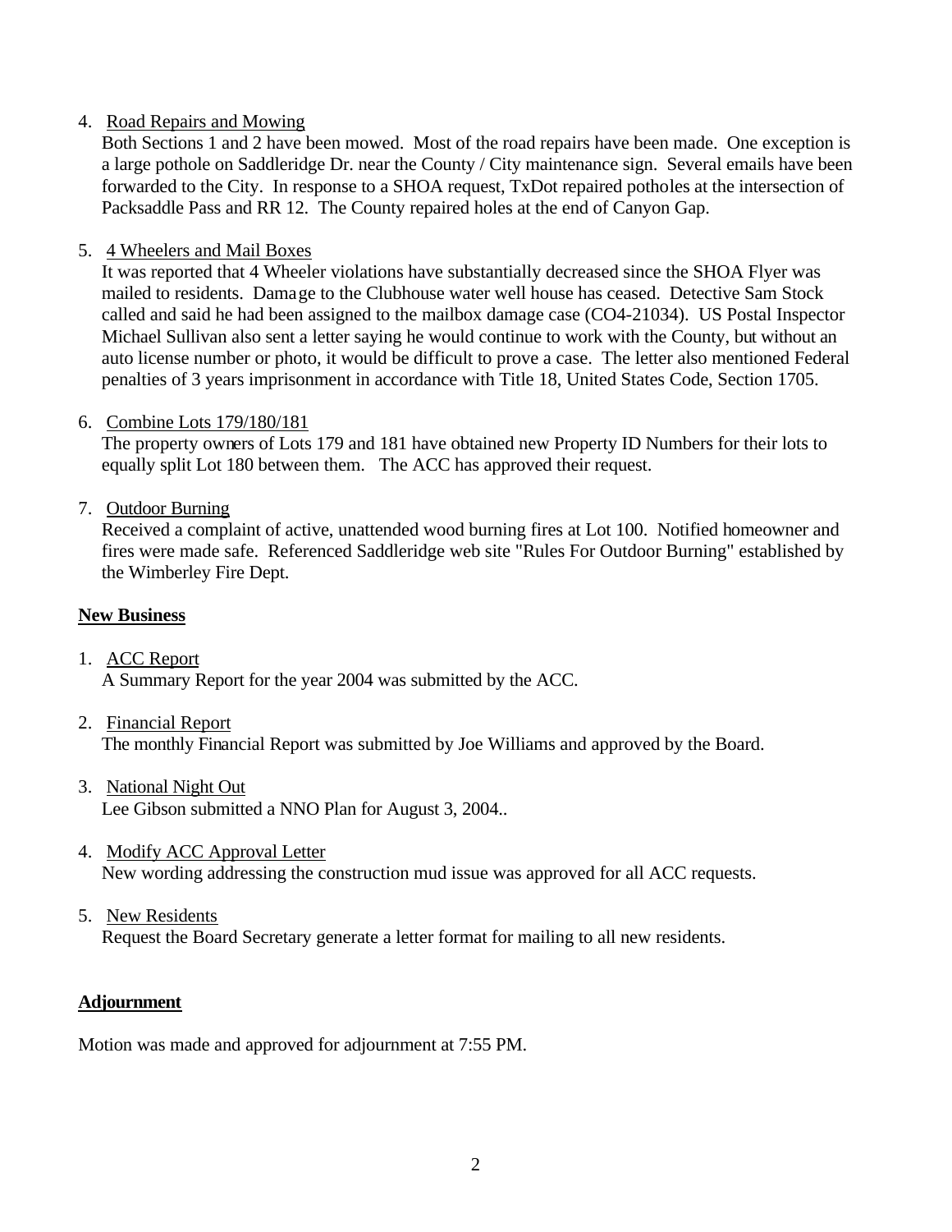4. Road Repairs and Mowing

   Both Sections 1 and 2 have been mowed. Most of the road repairs have been made. One exception is a large pothole on Saddleridge Dr. near the County / City maintenance sign. Several emails have been forwarded to the City. In response to a SHOA request, TxDot repaired potholes at the intersection of Packsaddle Pass and RR 12. The County repaired holes at the end of Canyon Gap.

5. 4 Wheelers and Mail Boxes

   It was reported that 4 Wheeler violations have substantially decreased since the SHOA Flyer was mailed to residents. Damage to the Clubhouse water well house has ceased. Detective Sam Stock called and said he had been assigned to the mailbox damage case (CO4-21034). US Postal Inspector Michael Sullivan also sent a letter saying he would continue to work with the County, but without an auto license number or photo, it would be difficult to prove a case. The letter also mentioned Federal penalties of 3 years imprisonment in accordance with Title 18, United States Code, Section 1705.

6. Combine Lots 179/180/181

   The property owners of Lots 179 and 181 have obtained new Property ID Numbers for their lots to equally split Lot 180 between them. The ACC has approved their request.

7. Outdoor Burning

   Received a complaint of active, unattended wood burning fires at Lot 100. Notified homeowner and fires were made safe. Referenced Saddleridge web site "Rules For Outdoor Burning" established by the Wimberley Fire Dept.

**New Business**

1. ACC Report

   A Summary Report for the year 2004 was submitted by the ACC.

2. Financial Report

   The monthly Financial Report was submitted by Joe Williams and approved by the Board.

3. National Night Out

   Lee Gibson submitted a NNO Plan for August 3, 2004..

4. Modify ACC Approval Letter

   New wording addressing the construction mud issue was approved for all ACC requests.

5. New Residents

   Request the Board Secretary generate a letter format for mailing to all new residents.

**Adjournment**

Motion was made and approved for adjournment at 7:55 PM.